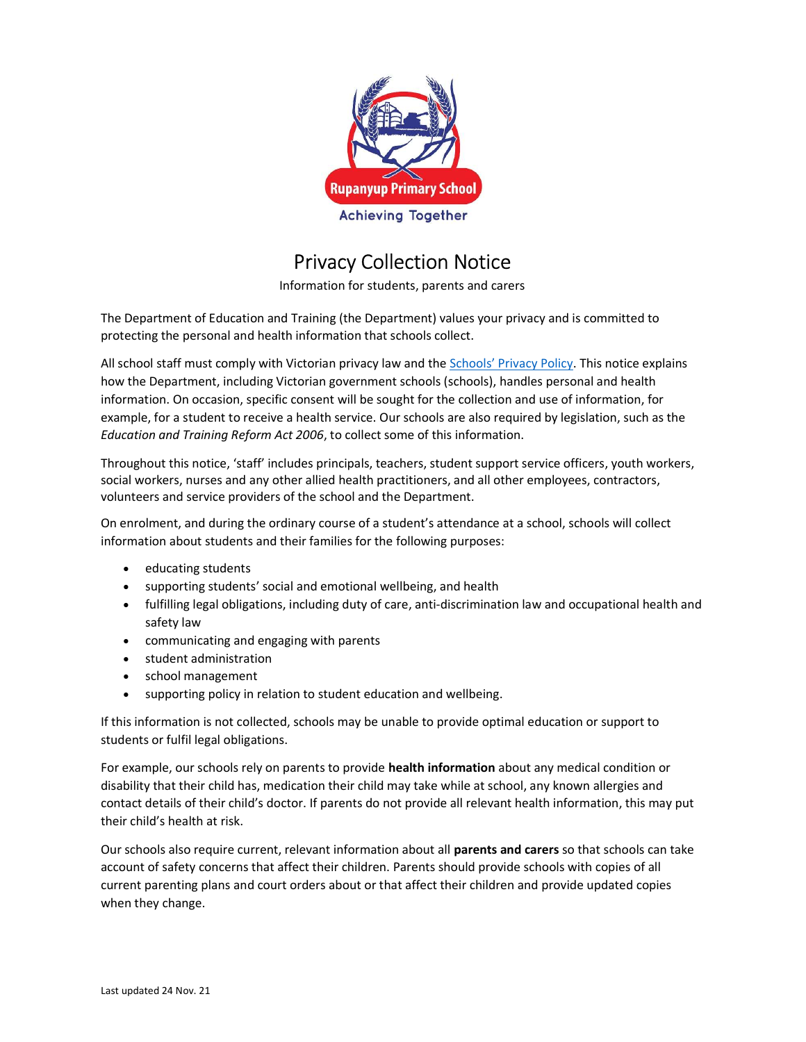Rupanyup Primary School

Achieving Together

# Privacy Collection Notice

Information for students, parents and carers

The Department of Education and Training (the Department) values your privacy and is committed to protecting the personal and health information that schools collect.

All school staff must comply with Victorian privacy law and the Schools' Privacy Policy. This notice explains how the Department, including Victorian government schools (schools), handles personal and health information. On occasion, specific consent will be sought for the collection and use of information, for example, for a student to receive a health service. Our schools are also required by legislation, such as the *Education and Training Reform Act 2006*, to collect some of this information.

Throughout this notice, 'staff' includes principals, teachers, student support service officers, youth workers, social workers, nurses and any other allied health practitioners, and all other employees, contractors, volunteers and service providers of the school and the Department.

On enrolment, and during the ordinary course of a student's attendance at a school, schools will collect information about students and their families for the following purposes:

- educating students
- supporting students' social and emotional wellbeing, and health
- fulfilling legal obligations, including duty of care, anti-discrimination law and occupational health and safety law
- communicating and engaging with parents
- student administration
- school management
- supporting policy in relation to student education and wellbeing.

If this information is not collected, schools may be unable to provide optimal education or support to students or fulfil legal obligations.

For example, our schools rely on parents to provide **health information** about any medical condition or disability that their child has, medication their child may take while at school, any known allergies and contact details of their child's doctor. If parents do not provide all relevant health information, this may put their child's health at risk.

Our schools also require current, relevant information about all **parents and carers** so that schools can take account of safety concerns that affect their children. Parents should provide schools with copies of all current parenting plans and court orders about or that affect their children and provide updated copies when they change.

Last updated 24 Nov. 21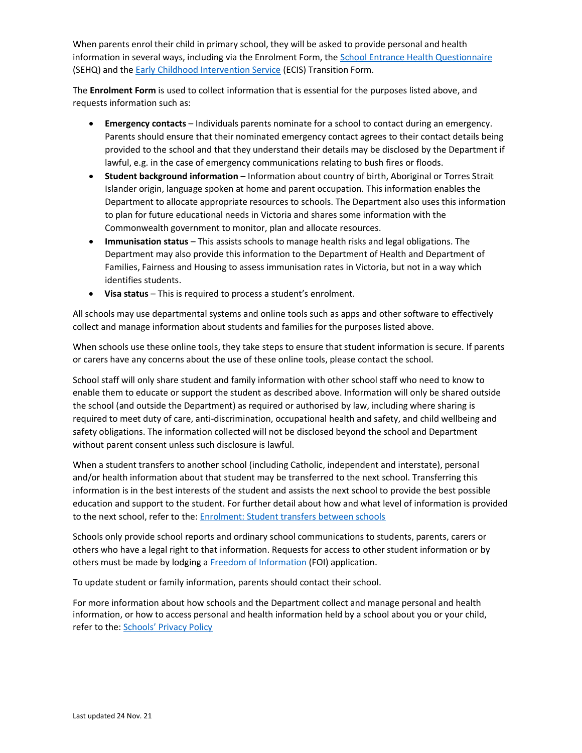When parents enrol their child in primary school, they will be asked to provide personal and health information in several ways, including via the Enrolment Form, the [School Entrance Health Questionnaire](#) (SEHQ) and the [Early Childhood Intervention Service](#) (ECIS) Transition Form.

The **Enrolment Form** is used to collect information that is essential for the purposes listed above, and requests information such as:

- **Emergency contacts** – Individuals parents nominate for a school to contact during an emergency. Parents should ensure that their nominated emergency contact agrees to their contact details being provided to the school and that they understand their details may be disclosed by the Department if lawful, e.g. in the case of emergency communications relating to bush fires or floods.
- **Student background information** – Information about country of birth, Aboriginal or Torres Strait Islander origin, language spoken at home and parent occupation. This information enables the Department to allocate appropriate resources to schools. The Department also uses this information to plan for future educational needs in Victoria and shares some information with the Commonwealth government to monitor, plan and allocate resources.
- **Immunisation status** – This assists schools to manage health risks and legal obligations. The Department may also provide this information to the Department of Health and Department of Families, Fairness and Housing to assess immunisation rates in Victoria, but not in a way which identifies students.
- **Visa status** – This is required to process a student's enrolment.

All schools may use departmental systems and online tools such as apps and other software to effectively collect and manage information about students and families for the purposes listed above.

When schools use these online tools, they take steps to ensure that student information is secure. If parents or carers have any concerns about the use of these online tools, please contact the school.

School staff will only share student and family information with other school staff who need to know to enable them to educate or support the student as described above. Information will only be shared outside the school (and outside the Department) as required or authorised by law, including where sharing is required to meet duty of care, anti-discrimination, occupational health and safety, and child wellbeing and safety obligations. The information collected will not be disclosed beyond the school and Department without parent consent unless such disclosure is lawful.

When a student transfers to another school (including Catholic, independent and interstate), personal and/or health information about that student may be transferred to the next school. Transferring this information is in the best interests of the student and assists the next school to provide the best possible education and support to the student. For further detail about how and what level of information is provided to the next school, refer to the: [Enrolment: Student transfers between schools](#)

Schools only provide school reports and ordinary school communications to students, parents, carers or others who have a legal right to that information. Requests for access to other student information or by others must be made by lodging a [Freedom of Information](#) (FOI) application.

To update student or family information, parents should contact their school.

For more information about how schools and the Department collect and manage personal and health information, or how to access personal and health information held by a school about you or your child, refer to the: [Schools' Privacy Policy](#)

Last updated 24 Nov. 21